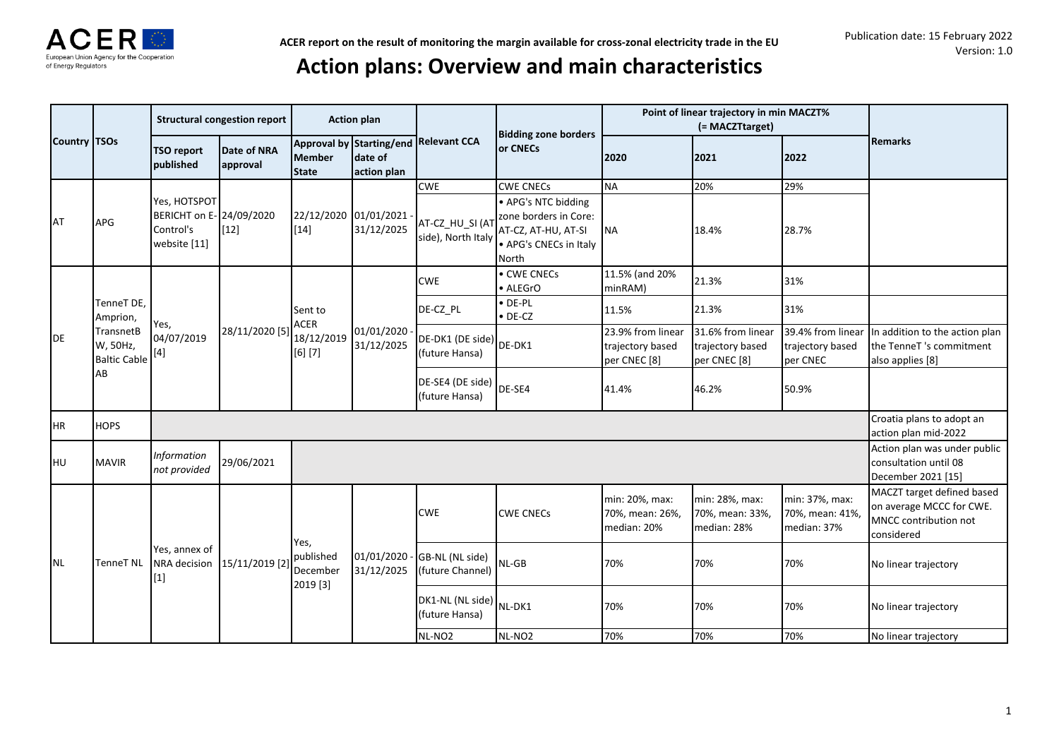ACER report on the result of monitoring the margin available for cross-zonal electricity trade in the EU

Publication date: 15 February 2022
Version: 1.0

# Action plans: Overview and main characteristics

| Country | TSOs | Structural congestion report | | Action plan | | Relevant CCA | Bidding zone borders or CNECs | Point of linear trajectory in min MACZT% (= MACZTtarget) | | | Remarks |
|---|---|---|---|---|---|---|---|---|---|---|---|
| | | TSO report published | Date of NRA approval | Approval by Member State | Starting/end date of action plan | | | 2020 | 2021 | 2022 | |
| AT | APG | Yes, HOTSPOT BERICHT on E-Control's website [11] | 24/09/2020 [12] | 22/12/2020 [14] | 01/01/2021 - 31/12/2025 | CWE | CWE CNECs | NA | 20% | 29% | |
| | | | | | | AT-CZ_HU_SI (AT side), North Italy | • APG's NTC bidding zone borders in Core: AT-CZ, AT-HU, AT-SI • APG's CNECs in Italy North | NA | 18.4% | 28.7% | |
| DE | TenneT DE, Amprion, TransnetBW, 50Hz, Baltic Cable AB | Yes, 04/07/2019 [4] | 28/11/2020 [5] | Sent to ACER 18/12/2019 [6] [7] | 01/01/2020 - 31/12/2025 | CWE | • CWE CNECs • ALEGrO | 11.5% (and 20% minRAM) | 21.3% | 31% | |
| | | | | | | DE-CZ_PL | • DE-PL • DE-CZ | 11.5% | 21.3% | 31% | |
| | | | | | | DE-DK1 (DE side) (future Hansa) | DE-DK1 | 23.9% from linear trajectory based per CNEC [8] | 31.6% from linear trajectory based per CNEC [8] | 39.4% from linear trajectory based per CNEC | In addition to the action plan the TenneT 's commitment also applies [8] |
| | | | | | | DE-SE4 (DE side) (future Hansa) | DE-SE4 | 41.4% | 46.2% | 50.9% | |
| HR | HOPS | | | | | | | | | | Croatia plans to adopt an action plan mid-2022 |
| HU | MAVIR | *Information not provided* | 29/06/2021 | | | | | | | | Action plan was under public consultation until 08 December 2021 [15] |
| NL | TenneT NL | Yes, annex of NRA decision [1] | 15/11/2019 [2] | Yes, published December 2019 [3] | 01/01/2020 - 31/12/2025 | CWE | CWE CNECs | min: 20%, max: 70%, mean: 26%, median: 20% | min: 28%, max: 70%, mean: 33%, median: 28% | min: 37%, max: 70%, mean: 41%, median: 37% | MACZT target defined based on average MCCC for CWE. MNCC contribution not considered |
| | | | | | | GB-NL (NL side) (future Channel) | NL-GB | 70% | 70% | 70% | No linear trajectory |
| | | | | | | DK1-NL (NL side) (future Hansa) | NL-DK1 | 70% | 70% | 70% | No linear trajectory |
| | | | | | | NL-NO2 | NL-NO2 | 70% | 70% | 70% | No linear trajectory |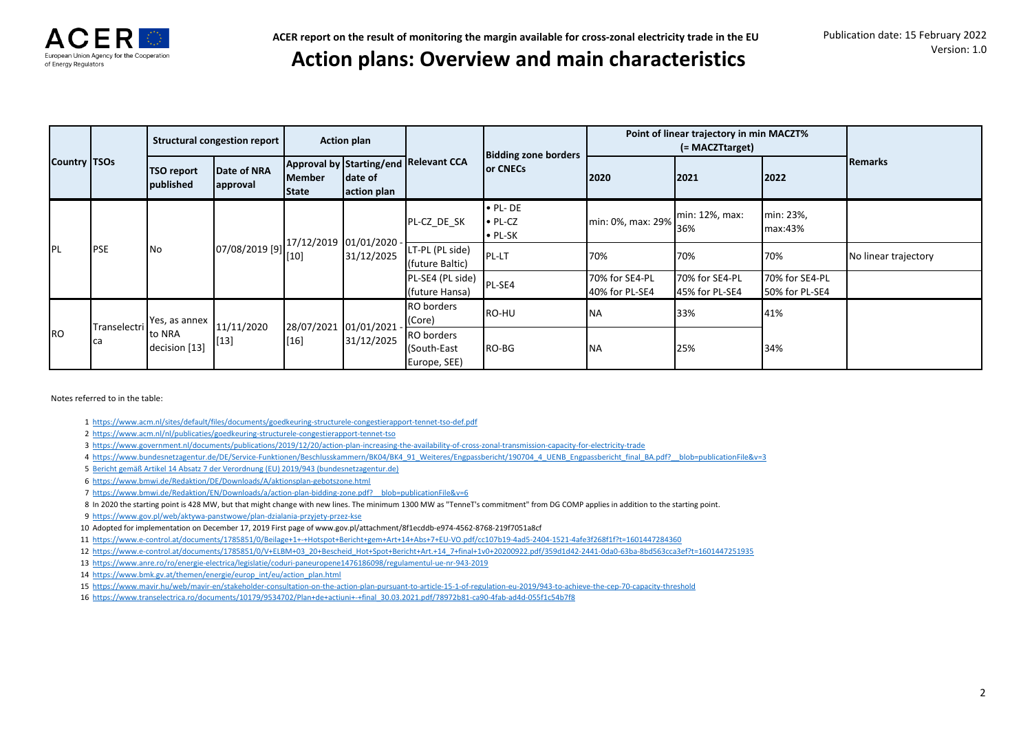## Action plans: Overview and main characteristics

| Country | TSOs | Structural congestion report | | Action plan | | Relevant CCA | Bidding zone borders or CNECs | Point of linear trajectory in min MACZT% (= MACZTtarget) | | | Remarks |
|---|---|---|---|---|---|---|---|---|---|---|---|
| | | TSO report published | Date of NRA approval | Approval by Member State | Starting/end date of action plan | | | 2020 | 2021 | 2022 | |
| PL | PSE | No | 07/08/2019 [9] | 17/12/2019 [10] | 01/01/2020 - 31/12/2025 | PL-CZ_DE_SK | • PL- DE<br>• PL-CZ<br>• PL-SK | min: 0%, max: 29% | min: 12%, max: 36% | min: 23%, max:43% | |
| | | | | | | LT-PL (PL side) (future Baltic) | PL-LT | 70% | 70% | 70% | No linear trajectory |
| | | | | | | PL-SE4 (PL side) (future Hansa) | PL-SE4 | 70% for SE4-PL<br>40% for PL-SE4 | 70% for SE4-PL<br>45% for PL-SE4 | 70% for SE4-PL<br>50% for PL-SE4 | |
| RO | Transelectrica | Yes, as annex to NRA decision [13] | 11/11/2020 [13] | 28/07/2021 [16] | 01/01/2021 - 31/12/2025 | RO borders (Core) | RO-HU | NA | 33% | 41% | |
| | | | | | | RO borders (South-East Europe, SEE) | RO-BG | NA | 25% | 34% | |

Notes referred to in the table:

1 https://www.acm.nl/sites/default/files/documents/goedkeuring-structurele-congestierapport-tennet-tso-def.pdf

2 https://www.acm.nl/nl/publicaties/goedkeuring-structurele-congestierapport-tennet-tso

3 https://www.government.nl/documents/publications/2019/12/20/action-plan-increasing-the-availability-of-cross-zonal-transmission-capacity-for-electricity-trade

4 https://www.bundesnetzagentur.de/DE/Service-Funktionen/Beschlusskammern/BK04/BK4_91_Weiteres/Engpassbericht/190704_4_UENB_Engpassbericht_final_BA.pdf?__blob=publicationFile&v=3

5 Bericht gemäß Artikel 14 Absatz 7 der Verordnung (EU) 2019/943 (bundesnetzagentur.de)

6 https://www.bmwi.de/Redaktion/DE/Downloads/A/aktionsplan-gebotszone.html

7 https://www.bmwi.de/Redaktion/EN/Downloads/a/action-plan-bidding-zone.pdf?__blob=publicationFile&v=6

8 In 2020 the starting point is 428 MW, but that might change with new lines. The minimum 1300 MW as "TenneT's commitment" from DG COMP applies in addition to the starting point.

9 https://www.gov.pl/web/aktywa-panstwowe/plan-dzialania-przyjety-przez-kse

10 Adopted for implementation on December 17, 2019 First page of www.gov.pl/attachment/8f1ecddb-e974-4562-8768-219f7051a8cf

11 https://www.e-control.at/documents/1785851/0/Beilage+1+-+Hotspot+Bericht+gem+Art+14+Abs+7+EU-VO.pdf/cc107b19-4ad5-2404-1521-4afe3f268f1f?t=1601447284360

12 https://www.e-control.at/documents/1785851/0/V+ELBM+03_20+Bescheid_Hot+Spot+Bericht+Art.+14_7+final+1v0+20200922.pdf/359d1d42-2441-0da0-63ba-8bd563cca3ef?t=1601447251935

13 https://www.anre.ro/ro/energie-electrica/legislatie/coduri-paneuropene1476186098/regulamentul-ue-nr-943-2019

14 https://www.bmk.gv.at/themen/energie/europ_int/eu/action_plan.html

15 https://www.mavir.hu/web/mavir-en/stakeholder-consultation-on-the-action-plan-pursuant-to-article-15-1-of-regulation-eu-2019/943-to-achieve-the-cep-70-capacity-threshold

16 https://www.transelectrica.ro/documents/10179/9534702/Plan+de+actiuni+-+final_30.03.2021.pdf/78972b81-ca90-4fab-ad4d-055f1c54b7f8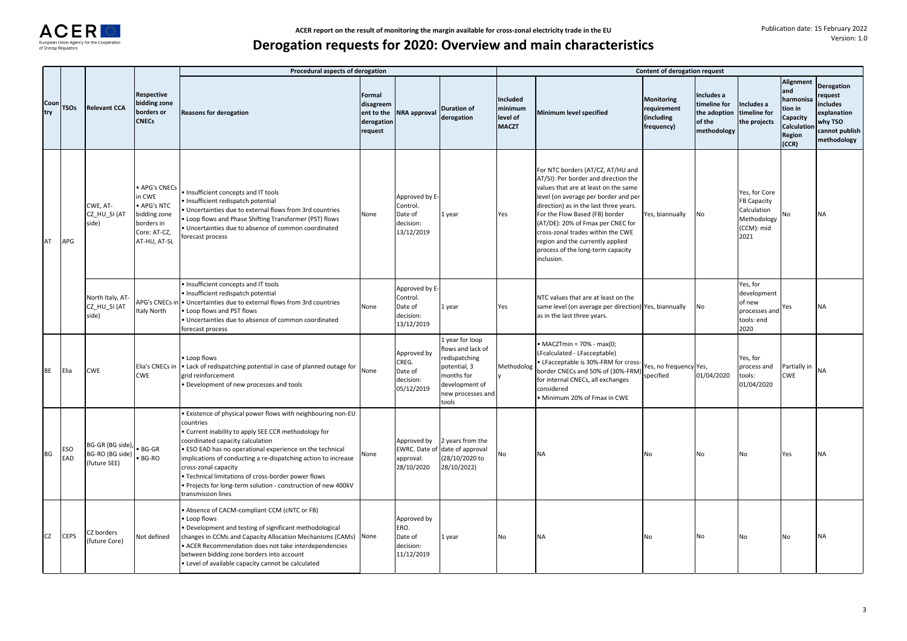# Derogation requests for 2020: Overview and main characteristics

| Country | TSOs | Relevant CCA | Respective bidding zone borders or CNECs | Procedural aspects of derogation | | | | Content of derogation request | | | | | | |
|---|---|---|---|---|---|---|---|---|---|---|---|---|---|---|
| | | | | Reasons for derogation | Formal disagreement to the derogation request | NRA approval | Duration of derogation | Included minimum level of MACZT | Minimum level specified | Monitoring requirement (including frequency) | Includes a timeline for the adoption of the methodology | Includes a timeline for the projects | Alignment and harmonisation in Capacity Calculation Region (CCR) | Derogation request includes explanation why TSO cannot publish methodology |
| AT | APG | CWE, AT-CZ_HU_SI (AT side) | • APG's CNECs in CWE • APG's NTC bidding zone borders in Core: AT-CZ, AT-HU, AT-SL | • Insufficient concepts and IT tools • Insufficient redispatch potential • Uncertainties due to external flows from 3rd countries • Loop flows and Phase Shifting Transformer (PST) flows • Uncertainties due to absence of common coordinated forecast process | None | Approved by E-Control. Date of decision: 13/12/2019 | 1 year | Yes | For NTC borders (AT/CZ, AT/HU and AT/SI): Per border and direction the values that are at least on the same level (on average per border and per direction) as in the last three years. For the Flow Based (FB) border (AT/DE): 20% of Fmax per CNEC for cross-zonal trades within the CWE region and the currently applied process of the long-term capacity inclusion. | Yes, biannually | No | Yes, for Core FB Capacity Calculation Methodology (CCM): mid 2021 | No | NA |
| | | North Italy, AT-CZ_HU_SI (AT side) | APG's CNECs in Italy North | • Insufficient concepts and IT tools • Insufficient redispatch potential • Uncertainties due to external flows from 3rd countries • Loop flows and PST flows • Uncertainties due to absence of common coordinated forecast process | None | Approved by E-Control. Date of decision: 13/12/2019 | 1 year | Yes | NTC values that are at least on the same level (on average per direction) as in the last three years. | Yes, biannually | No | Yes, for development of new processes and tools: end 2020 | Yes | NA |
| BE | Elia | CWE | Elia's CNECs in CWE | • Loop flows • Lack of redispatching potential in case of planned outage for grid reinforcement • Development of new processes and tools | None | Approved by CREG. Date of decision: 05/12/2019 | 1 year for loop flows and lack of redispatching potential, 3 months for development of new processes and tools | Methodology | • MACZTmin = 70% - max(0; LFcalculated - LFacceptable) • LFacceptable is 30%-FRM for cross-border CNECs and 50% of (30%-FRM) for internal CNECs, all exchanges considered • Minimum 20% of Fmax in CWE | Yes, no frequency specified | Yes, 01/04/2020 | Yes, for process and tools: 01/04/2020 | Partially in CWE | NA |
| BG | ESO EAD | BG-GR (BG side), BG-RO (BG side) (future SEE) | • BG-GR • BG-RO | • Existence of physical power flows with neighbouring non-EU countries • Current inability to apply SEE CCR methodology for coordinated capacity calculation • ESO EAD has no operational experience on the technical implications of conducting a re-dispatching action to increase cross-zonal capacity • Technical limitations of cross-border power flows • Projects for long-term solution - construction of new 400kV transmission lines | None | Approved by EWRC. Date of approval: 28/10/2020 | 2 years from the date of approval (28/10/2020 to 28/10/2022) | No | NA | No | No | No | Yes | NA |
| CZ | CEPS | CZ borders (future Core) | Not defined | • Absence of CACM-compliant CCM (cNTC or FB) • Loop flows • Development and testing of significant methodological changes in CCMs and Capacity Allocation Mechanisms (CAMs) • ACER Recommendation does not take interdependencies between bidding zone borders into account • Level of available capacity cannot be calculated | None | Approved by ERO. Date of decision: 11/12/2019 | 1 year | No | NA | No | No | No | No | NA |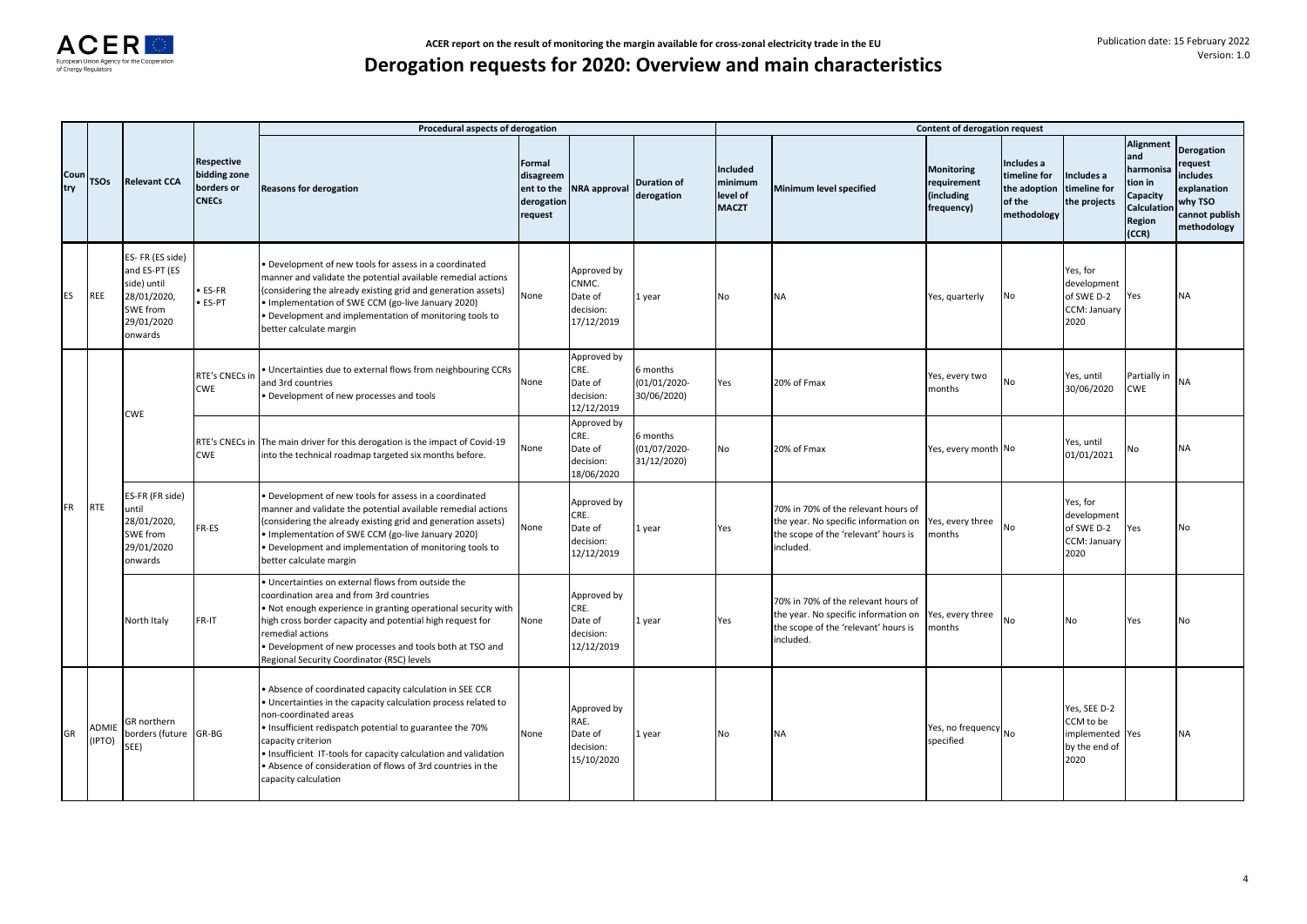# Derogation requests for 2020: Overview and main characteristics

| Country | TSOs | Relevant CCA | Respective bidding zone borders or CNECs | Procedural aspects of derogation: Reasons for derogation | Formal disagreement to the derogation request | NRA approval | Duration of derogation | Content of derogation request: Included minimum level of MACZT | Minimum level specified | Monitoring requirement (including frequency) | Includes a timeline for the adoption of the methodology | Includes a timeline for the projects | Alignment and harmonisation in Capacity Calculation Region (CCR) | Derogation request includes explanation why TSO cannot publish methodology |
|---|---|---|---|---|---|---|---|---|---|---|---|---|---|---|
| ES | REE | ES- FR (ES side) and ES-PT (ES side) until 28/01/2020, SWE from 29/01/2020 onwards | • ES-FR<br>• ES-PT | • Development of new tools for assess in a coordinated manner and validate the potential available remedial actions (considering the already existing grid and generation assets)<br>• Implementation of SWE CCM (go-live January 2020)<br>• Development and implementation of monitoring tools to better calculate margin | None | Approved by CNMC. Date of decision: 17/12/2019 | 1 year | No | NA | Yes, quarterly | No | Yes, for development of SWE D-2 CCM: January 2020 | Yes | NA |
| FR | RTE | CWE | RTE's CNECs in CWE | • Uncertainties due to external flows from neighbouring CCRs and 3rd countries<br>• Development of new processes and tools | None | Approved by CRE. Date of decision: 12/12/2019 | 6 months (01/01/2020-30/06/2020) | Yes | 20% of Fmax | Yes, every two months | No | Yes, until 30/06/2020 | Partially in CWE | NA |
| | | | RTE's CNECs in CWE | The main driver for this derogation is the impact of Covid-19 into the technical roadmap targeted six months before. | None | Approved by CRE. Date of decision: 18/06/2020 | 6 months (01/07/2020-31/12/2020) | No | 20% of Fmax | Yes, every month | No | Yes, until 01/01/2021 | No | NA |
| | | ES-FR (FR side) until 28/01/2020, SWE from 29/01/2020 onwards | FR-ES | • Development of new tools for assess in a coordinated manner and validate the potential available remedial actions (considering the already existing grid and generation assets)<br>• Implementation of SWE CCM (go-live January 2020)<br>• Development and implementation of monitoring tools to better calculate margin | None | Approved by CRE. Date of decision: 12/12/2019 | 1 year | Yes | 70% in 70% of the relevant hours of the year. No specific information on the scope of the 'relevant' hours is included. | Yes, every three months | No | Yes, for development of SWE D-2 CCM: January 2020 | Yes | No |
| | | North Italy | FR-IT | • Uncertainties on external flows from outside the coordination area and from 3rd countries<br>• Not enough experience in granting operational security with high cross border capacity and potential high request for remedial actions<br>• Development of new processes and tools both at TSO and Regional Security Coordinator (RSC) levels | None | Approved by CRE. Date of decision: 12/12/2019 | 1 year | Yes | 70% in 70% of the relevant hours of the year. No specific information on the scope of the 'relevant' hours is included. | Yes, every three months | No | No | Yes | No |
| GR | ADMIE (IPTO) | GR northern borders (future SEE) | GR-BG | • Absence of coordinated capacity calculation in SEE CCR<br>• Uncertainties in the capacity calculation process related to non-coordinated areas<br>• Insufficient redispatch potential to guarantee the 70% capacity criterion<br>• Insufficient IT-tools for capacity calculation and validation<br>• Absence of consideration of flows of 3rd countries in the capacity calculation | None | Approved by RAE. Date of decision: 15/10/2020 | 1 year | No | NA | Yes, no frequency specified | No | Yes, SEE D-2 CCM to be implemented by the end of 2020 | Yes | NA |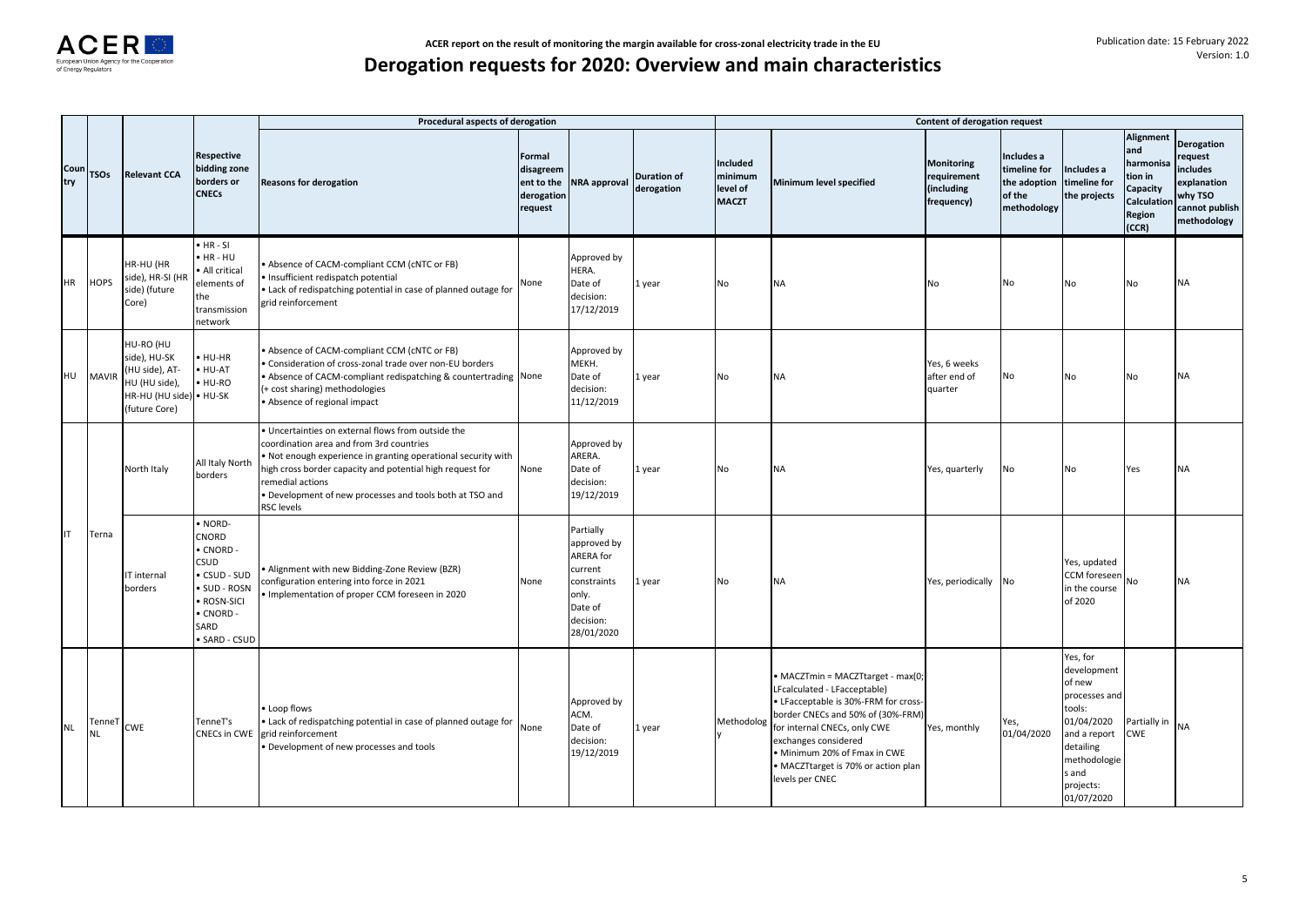# Derogation requests for 2020: Overview and main characteristics

| | | | | Procedural aspects of derogation | | | | Content of derogation request | | | | | | |
|---|---|---|---|---|---|---|---|---|---|---|---|---|---|---|
| Country | TSOs | Relevant CCA | Respective bidding zone borders or CNECs | Reasons for derogation | Formal disagreement to the derogation request | NRA approval | Duration of derogation | Included minimum level of MACZT | Minimum level specified | Monitoring requirement (including frequency) | Includes a timeline for the adoption of the methodology | Includes a timeline for the projects | Alignment and harmonisation in Capacity Calculation Region (CCR) | Derogation request includes explanation why TSO cannot publish methodology |
| HR | HOPS | HR-HU (HR side), HR-SI (HR side) (future Core) | • HR - SI<br>• HR - HU<br>• All critical elements of the transmission network | • Absence of CACM-compliant CCM (cNTC or FB)<br>• Insufficient redispatch potential<br>• Lack of redispatching potential in case of planned outage for grid reinforcement | None | Approved by HERA. Date of decision: 17/12/2019 | 1 year | No | NA | No | No | No | No | NA |
| HU | MAVIR | HU-RO (HU side), HU-SK (HU side), AT-HU (HU side), HR-HU (HU side) (future Core) | • HU-HR<br>• HU-AT<br>• HU-RO<br>• HU-SK | • Absence of CACM-compliant CCM (cNTC or FB)<br>• Consideration of cross-zonal trade over non-EU borders<br>• Absence of CACM-compliant redispatching & countertrading (+ cost sharing) methodologies<br>• Absence of regional impact | None | Approved by MEKH. Date of decision: 11/12/2019 | 1 year | No | NA | Yes, 6 weeks after end of quarter | No | No | No | NA |
| IT | Terna | North Italy | All Italy North borders | • Uncertainties on external flows from outside the coordination area and from 3rd countries<br>• Not enough experience in granting operational security with high cross border capacity and potential high request for remedial actions<br>• Development of new processes and tools both at TSO and RSC levels | None | Approved by ARERA. Date of decision: 19/12/2019 | 1 year | No | NA | Yes, quarterly | No | No | Yes | NA |
| | | IT internal borders | • NORD-CNORD<br>• CNORD - CSUD<br>• CSUD - SUD<br>• SUD - ROSN<br>• ROSN-SICI<br>• CNORD - SARD<br>• SARD - CSUD | • Alignment with new Bidding-Zone Review (BZR) configuration entering into force in 2021<br>• Implementation of proper CCM foreseen in 2020 | None | Partially approved by ARERA for current constraints only. Date of decision: 28/01/2020 | 1 year | No | NA | Yes, periodically | No | Yes, updated CCM foreseen in the course of 2020 | No | NA |
| NL | TenneT NL | CWE | TenneT's CNECs in CWE | • Loop flows<br>• Lack of redispatching potential in case of planned outage for grid reinforcement<br>• Development of new processes and tools | None | Approved by ACM. Date of decision: 19/12/2019 | 1 year | Methodology | • MACZTmin = MACZTtarget - max(0; LFcalculated - LFacceptable)<br>• LFacceptable is 30%-FRM for cross-border CNECs and 50% of (30%-FRM) for internal CNECs, only CWE exchanges considered<br>• Minimum 20% of Fmax in CWE<br>• MACZTtarget is 70% or action plan levels per CNEC | Yes, monthly | Yes, 01/04/2020 | Yes, for development of new processes and tools: 01/04/2020 and a report detailing methodologies and projects: 01/07/2020 | Partially in CWE | NA |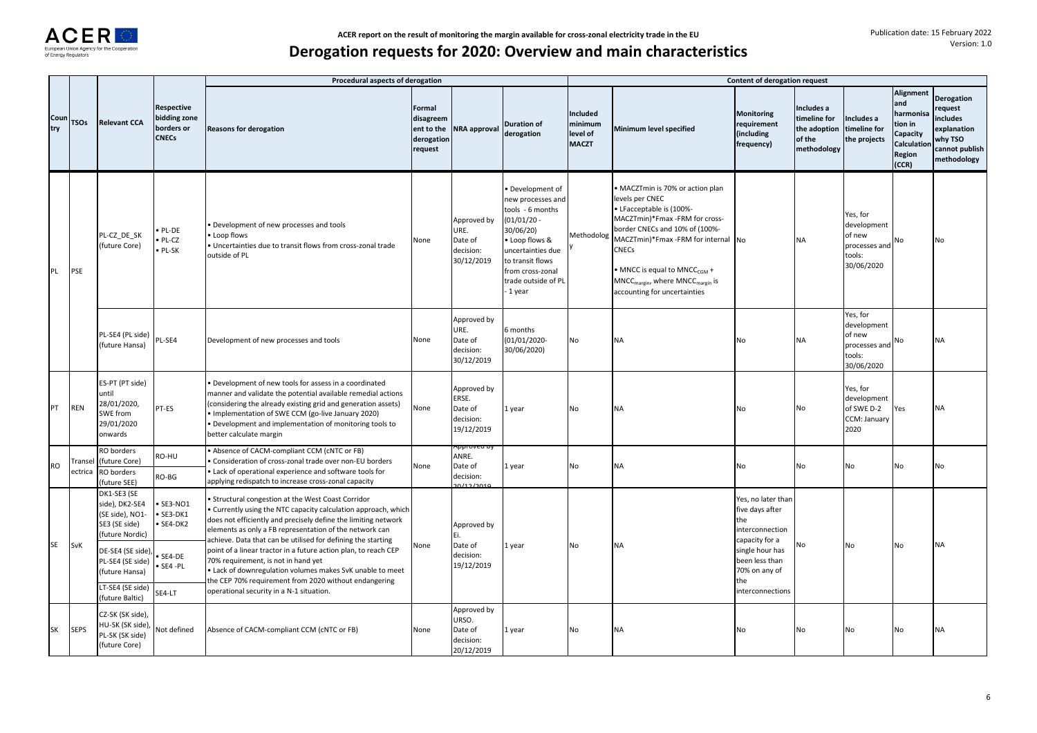# Derogation requests for 2020: Overview and main characteristics

| Country | TSOs | Relevant CCA | Respective bidding zone borders or CNECs | Procedural aspects of derogation | | | | Content of derogation request | | | | | | |
|---|---|---|---|---|---|---|---|---|---|---|---|---|---|---|
| | | | | Reasons for derogation | Formal disagreement to the derogation request | NRA approval | Duration of derogation | Included minimum level of MACZT | Minimum level specified | Monitoring requirement (including frequency) | Includes a timeline for the adoption of the methodology | Includes a timeline for the projects | Alignment and harmonisation in Capacity Calculation Region (CCR) | Derogation request includes explanation why TSO cannot publish methodology |
| PL | PSE | PL-CZ_DE_SK (future Core) | • PL-DE • PL-CZ • PL-SK | • Development of new processes and tools • Loop flows • Uncertainties due to transit flows from cross-zonal trade outside of PL | None | Approved by URE. Date of decision: 30/12/2019 | • Development of new processes and tools - 6 months (01/01/20 - 30/06/20) • Loop flows & uncertainties due to transit flows from cross-zonal trade outside of PL - 1 year | Methodology | • MACZTmin is 70% or action plan levels per CNEC • LFacceptable is (100%-MACZTmin)*Fmax -FRM for cross-border CNECs and 10% of (100%-MACZTmin)*Fmax -FRM for internal CNECs • MNCC is equal to $MNCC_{CGM}$ + $MNCC_{margin}$, where $MNCC_{margin}$ is accounting for uncertainties | No | NA | Yes, for development of new processes and tools: 30/06/2020 | No | No |
| | | PL-SE4 (PL side) (future Hansa) | PL-SE4 | Development of new processes and tools | None | Approved by URE. Date of decision: 30/12/2019 | 6 months (01/01/2020-30/06/2020) | No | NA | No | NA | Yes, for development of new processes and tools: 30/06/2020 | No | NA |
| PT | REN | ES-PT (PT side) until 28/01/2020, SWE from 29/01/2020 onwards | PT-ES | • Development of new tools for assess in a coordinated manner and validate the potential available remedial actions (considering the already existing grid and generation assets) • Implementation of SWE CCM (go-live January 2020) • Development and implementation of monitoring tools to better calculate margin | None | Approved by ERSE. Date of decision: 19/12/2019 | 1 year | No | NA | No | No | Yes, for development of SWE D-2 CCM: January 2020 | Yes | NA |
| RO | Transelectrica | RO borders (future Core) | RO-HU | • Absence of CACM-compliant CCM (cNTC or FB) • Consideration of cross-zonal trade over non-EU borders • Lack of operational experience and software tools for applying redispatch to increase cross-zonal capacity | None | Approved by ANRE. Date of decision: 20/12/2019 | 1 year | No | NA | No | No | No | No | No |
| | | RO borders (future SEE) | RO-BG | | | | | | | | | | | |
| SE | SvK | DK1-SE3 (SE side), DK2-SE4 (SE side), NO1-SE3 (SE side) (future Nordic) | • SE3-NO1 • SE3-DK1 • SE4-DK2 | • Structural congestion at the West Coast Corridor • Currently using the NTC capacity calculation approach, which does not efficiently and precisely define the limiting network elements as only a FB representation of the network can achieve. Data that can be utilised for defining the starting point of a linear tractor in a future action plan, to reach CEP 70% requirement, is not in hand yet • Lack of downregulation volumes makes SvK unable to meet the CEP 70% requirement from 2020 without endangering operational security in a N-1 situation. | None | Approved by Ei. Date of decision: 19/12/2019 | 1 year | No | NA | Yes, no later than five days after the interconnection capacity for a single hour has been less than 70% on any of the interconnections | No | No | No | NA |
| | | DE-SE4 (SE side), PL-SE4 (SE side) (future Hansa) | • SE4-DE • SE4 -PL | | | | | | | | | | | |
| | | LT-SE4 (SE side) (future Baltic) | SE4-LT | | | | | | | | | | | |
| SK | SEPS | CZ-SK (SK side), HU-SK (SK side), PL-SK (SK side) (future Core) | Not defined | Absence of CACM-compliant CCM (cNTC or FB) | None | Approved by URSO. Date of decision: 20/12/2019 | 1 year | No | NA | No | No | No | No | NA |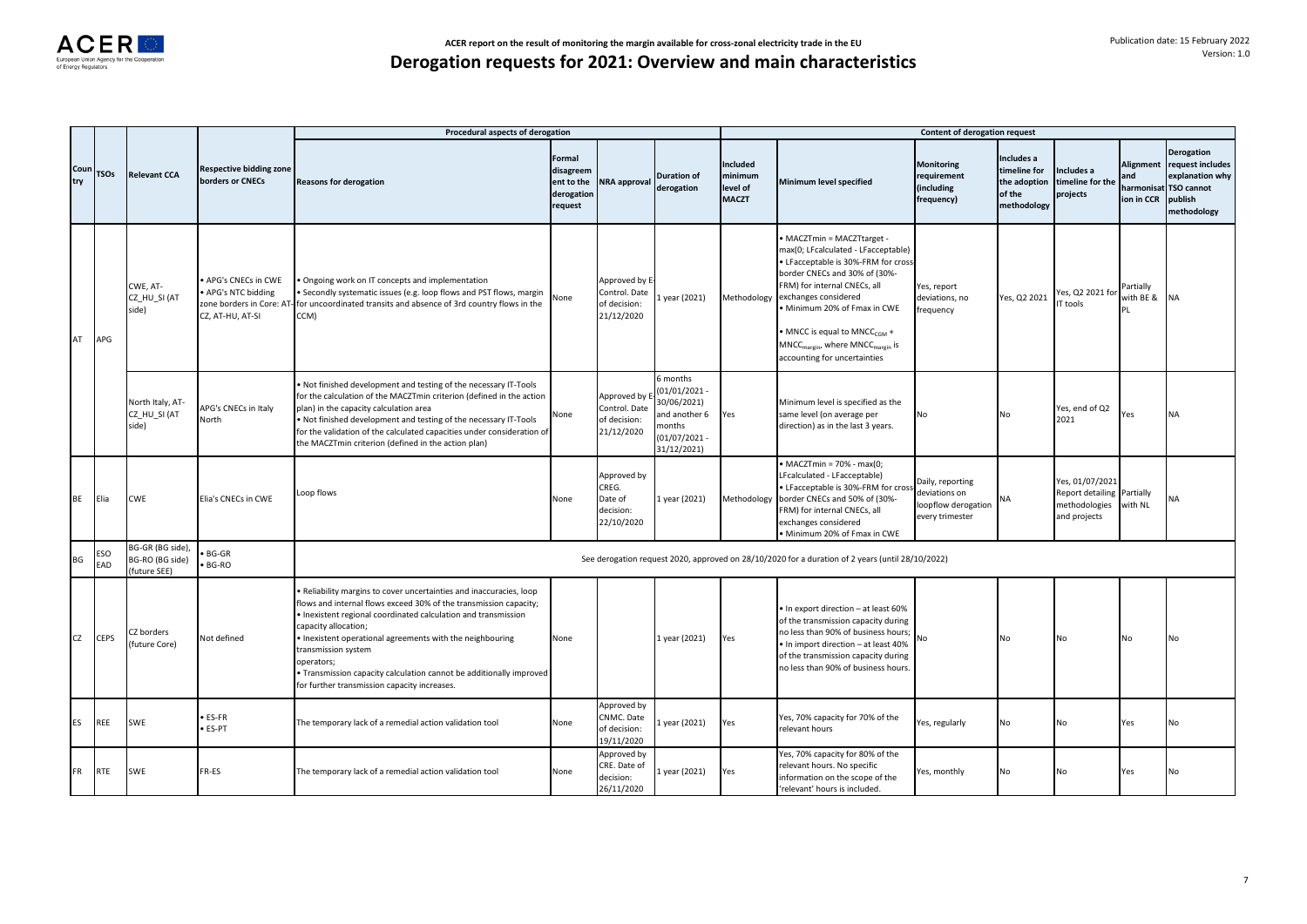ACER report on the result of monitoring the margin available for cross-zonal electricity trade in the EU

# Derogation requests for 2021: Overview and main characteristics

| Country | TSOs | Relevant CCA | Respective bidding zone borders or CNECs | Procedural aspects of derogation | | | | Content of derogation request | | | | | | |
|---|---|---|---|---|---|---|---|---|---|---|---|---|---|---|
| | | | | Reasons for derogation | Formal disagreement to the derogation request | NRA approval | Duration of derogation | Included minimum level of MACZT | Minimum level specified | Monitoring requirement (including frequency) | Includes a timeline for the adoption of the methodology | Includes a timeline for the projects | Alignment and harmonisation in CCR | Derogation request includes explanation why TSO cannot publish methodology |
| AT | APG | CWE, AT-CZ_HU_SI (AT side) | • APG's CNECs in CWE • APG's NTC bidding zone borders in Core: AT-CZ, AT-HU, AT-SI | • Ongoing work on IT concepts and implementation • Secondly systematic issues (e.g. loop flows and PST flows, margin for uncoordinated transits and absence of 3rd country flows in the CCM) | None | Approved by E-Control. Date of decision: 21/12/2020 | 1 year (2021) | Methodology | • MACZTmin = MACZTtarget - max(0; LFcalculated - LFacceptable) • LFacceptable is 30%-FRM for cross border CNECs and 30% of (30%-FRM) for internal CNECs, all exchanges considered • Minimum 20% of Fmax in CWE • MNCC is equal to $MNCC_{CGM}$ + $MNCC_{margin}$, where $MNCC_{margin}$ is accounting for uncertainties | Yes, report deviations, no frequency | Yes, Q2 2021 | Yes, Q2 2021 for IT tools | Partially with BE & PL | NA |
| | | North Italy, AT-CZ_HU_SI (AT side) | APG's CNECs in Italy North | • Not finished development and testing of the necessary IT-Tools for the calculation of the MACZTmin criterion (defined in the action plan) in the capacity calculation area • Not finished development and testing of the necessary IT-Tools for the validation of the calculated capacities under consideration of the MACZTmin criterion (defined in the action plan) | None | Approved by E-Control. Date of decision: 21/12/2020 | 6 months (01/01/2021 - 30/06/2021) and another 6 months (01/07/2021 - 31/12/2021) | Yes | Minimum level is specified as the same level (on average per direction) as in the last 3 years. | No | No | Yes, end of Q2 2021 | Yes | NA |
| BE | Elia | CWE | Elia's CNECs in CWE | Loop flows | None | Approved by CREG. Date of decision: 22/10/2020 | 1 year (2021) | Methodology | • MACZTmin = 70% - max(0; LFcalculated - LFacceptable) • LFacceptable is 30%-FRM for cross border CNECs and 50% of (30%-FRM) for internal CNECs, all exchanges considered • Minimum 20% of Fmax in CWE | Daily, reporting deviations on loopflow derogation every trimester | NA | Yes, 01/07/2021 Report detailing methodologies and projects | Partially with NL | NA |
| BG | ESO EAD | BG-GR (BG side), BG-RO (BG side) (future SEE) | • BG-GR • BG-RO | See derogation request 2020, approved on 28/10/2020 for a duration of 2 years (until 28/10/2022) | | | | | | | | | | |
| CZ | CEPS | CZ borders (future Core) | Not defined | • Reliability margins to cover uncertainties and inaccuracies, loop flows and internal flows exceed 30% of the transmission capacity; • Inexistent regional coordinated calculation and transmission capacity allocation; • Inexistent operational agreements with the neighbouring transmission system operators; • Transmission capacity calculation cannot be additionally improved for further transmission capacity increases. | None | | 1 year (2021) | Yes | • In export direction – at least 60% of the transmission capacity during no less than 90% of business hours; • In import direction – at least 40% of the transmission capacity during no less than 90% of business hours. | No | No | No | No | No |
| ES | REE | SWE | • ES-FR • ES-PT | The temporary lack of a remedial action validation tool | None | Approved by CNMC. Date of decision: 19/11/2020 | 1 year (2021) | Yes | Yes, 70% capacity for 70% of the relevant hours | Yes, regularly | No | No | Yes | No |
| FR | RTE | SWE | FR-ES | The temporary lack of a remedial action validation tool | None | Approved by CRE. Date of decision: 26/11/2020 | 1 year (2021) | Yes | Yes, 70% capacity for 80% of the relevant hours. No specific information on the scope of the 'relevant' hours is included. | Yes, monthly | No | No | Yes | No |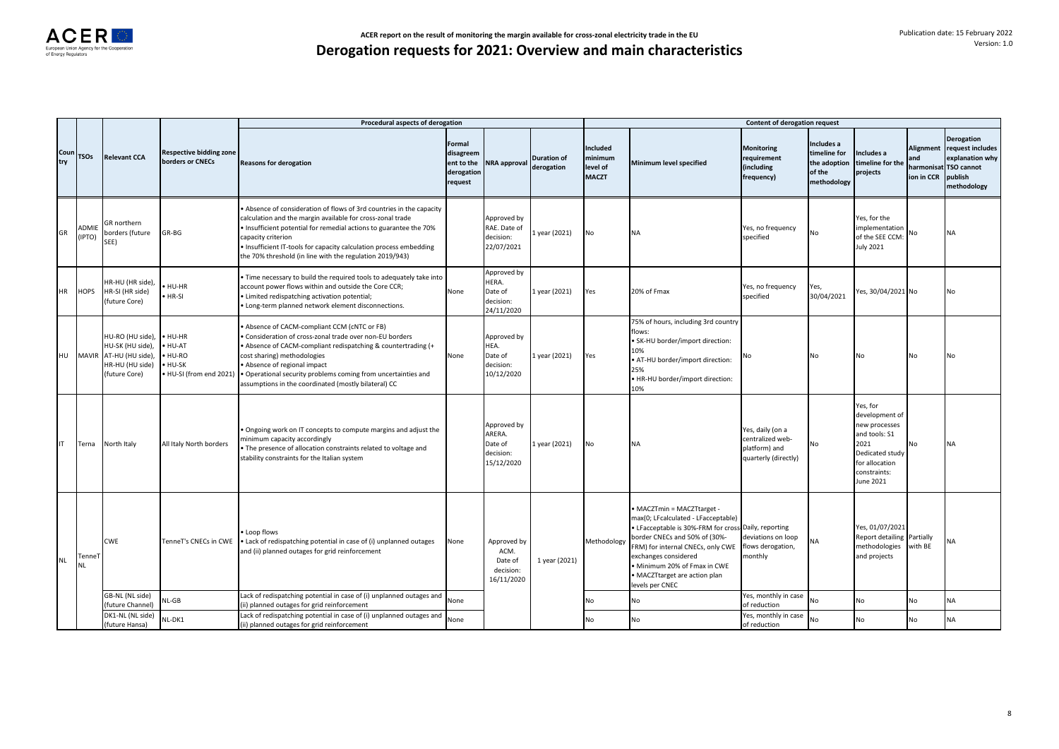ACER report on the result of monitoring the margin available for cross-zonal electricity trade in the EU

# Derogation requests for 2021: Overview and main characteristics

Publication date: 15 February 2022
Version: 1.0

| Country | TSOs | Relevant CCA | Respective bidding zone borders or CNECs | Procedural aspects of derogation | | | | Content of derogation request | | | | | | |
|---|---|---|---|---|---|---|---|---|---|---|---|---|---|---|
| | | | | Reasons for derogation | Formal disagreement to the derogation request | NRA approval | Duration of derogation | Included minimum level of MACZT | Minimum level specified | Monitoring requirement (including frequency) | Includes a timeline for the adoption of the methodology | Includes a timeline for the projects | Alignment and harmonisation in CCR | Derogation request includes explanation why TSO cannot publish methodology |
| GR | ADMIE (IPTO) | GR northern borders (future SEE) | GR-BG | • Absence of consideration of flows of 3rd countries in the capacity calculation and the margin available for cross-zonal trade<br>• Insufficient potential for remedial actions to guarantee the 70% capacity criterion<br>• Insufficient IT-tools for capacity calculation process embedding the 70% threshold (in line with the regulation 2019/943) | | Approved by RAE. Date of decision: 22/07/2021 | 1 year (2021) | No | NA | Yes, no frequency specified | No | Yes, for the implementation of the SEE CCM: July 2021 | No | NA |
| HR | HOPS | HR-HU (HR side), HR-SI (HR side) (future Core) | • HU-HR<br>• HR-SI | • Time necessary to build the required tools to adequately take into account power flows within and outside the Core CCR;<br>• Limited redispatching activation potential;<br>• Long-term planned network element disconnections. | None | Approved by HERA. Date of decision: 24/11/2020 | 1 year (2021) | Yes | 20% of Fmax | Yes, no frequency specified | Yes, 30/04/2021 | Yes, 30/04/2021 | No | No |
| HU | MAVIR | HU-RO (HU side), HU-SK (HU side), AT-HU (HU side), HR-HU (HU side) (future Core) | • HU-HR<br>• HU-AT<br>• HU-RO<br>• HU-SK<br>• HU-SI (from end 2021) | • Absence of CACM-compliant CCM (cNTC or FB)<br>• Consideration of cross-zonal trade over non-EU borders<br>• Absence of CACM-compliant redispatching & countertrading (+ cost sharing) methodologies<br>• Absence of regional impact<br>• Operational security problems coming from uncertainties and assumptions in the coordinated (mostly bilateral) CC | None | Approved by HEA. Date of decision: 10/12/2020 | 1 year (2021) | Yes | 75% of hours, including 3rd country flows:<br>• SK-HU border/import direction: 10%<br>• AT-HU border/import direction: 25%<br>• HR-HU border/import direction: 10% | No | No | No | No | No |
| IT | Terna | North Italy | All Italy North borders | • Ongoing work on IT concepts to compute margins and adjust the minimum capacity accordingly<br>• The presence of allocation constraints related to voltage and stability constraints for the Italian system | | Approved by ARERA. Date of decision: 15/12/2020 | 1 year (2021) | No | NA | Yes, daily (on a centralized web-platform) and quarterly (directly) | No | Yes, for development of new processes and tools: S1 2021<br>Dedicated study for allocation constraints: June 2021 | No | NA |
| NL | TenneT NL | CWE | TenneT's CNECs in CWE | • Loop flows<br>• Lack of redispatching potential in case of (i) unplanned outages and (ii) planned outages for grid reinforcement | None | Approved by ACM. Date of decision: 16/11/2020 | 1 year (2021) | Methodology | • MACZTmin = MACZTtarget - max(0; LFcalculated - LFacceptable)<br>• LFacceptable is 30%-FRM for cross border CNECs and 50% of (30%-FRM) for internal CNECs, only CWE exchanges considered<br>• Minimum 20% of Fmax in CWE<br>• MACZTtarget are action plan levels per CNEC | Daily, reporting deviations on loop flows derogation, monthly | NA | Yes, 01/07/2021 Report detailing methodologies and projects | Partially with BE | NA |
| | | GB-NL (NL side) (future Channel) | NL-GB | Lack of redispatching potential in case of (i) unplanned outages and (ii) planned outages for grid reinforcement | None | | | No | No | Yes, monthly in case of reduction | No | No | No | NA |
| | | DK1-NL (NL side) (future Hansa) | NL-DK1 | Lack of redispatching potential in case of (i) unplanned outages and (ii) planned outages for grid reinforcement | None | | | No | No | Yes, monthly in case of reduction | No | No | No | NA |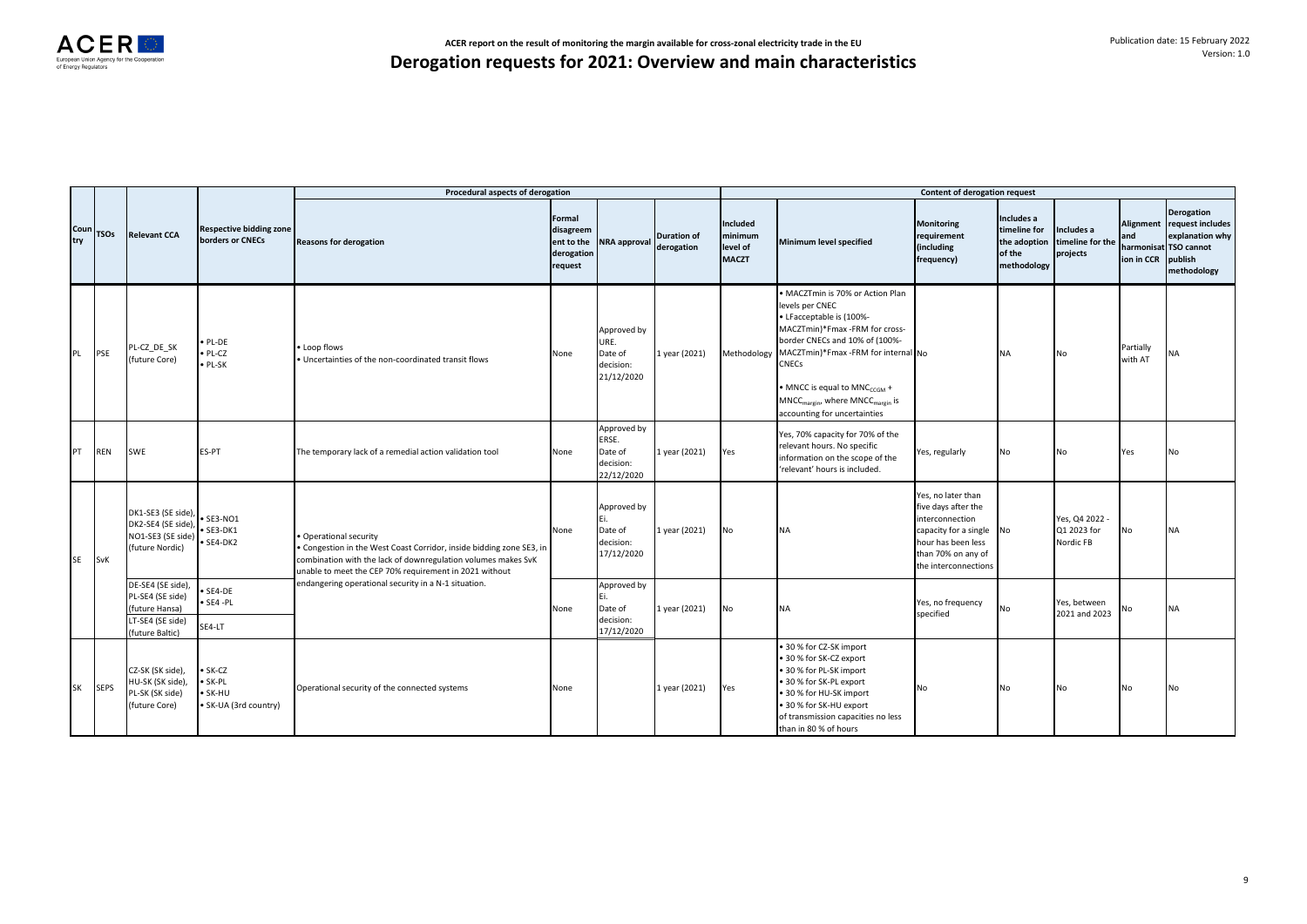ACER report on the result of monitoring the margin available for cross-zonal electricity trade in the EU

Publication date: 15 February 2022
Version: 1.0

# Derogation requests for 2021: Overview and main characteristics

| Country | TSOs | Relevant CCA | Respective bidding zone borders or CNECs | Procedural aspects of derogation | | | | Content of derogation request | | | | | | |
|---|---|---|---|---|---|---|---|---|---|---|---|---|---|---|
| | | | | Reasons for derogation | Formal disagreement to the derogation request | NRA approval | Duration of derogation | Included minimum level of MACZT | Minimum level specified | Monitoring requirement (including frequency) | Includes a timeline for the adoption of the methodology | Includes a timeline for the projects | Alignment and harmonisation in CCR | Derogation request includes explanation why TSO cannot publish methodology |
| PL | PSE | PL-CZ_DE_SK (future Core) | • PL-DE • PL-CZ • PL-SK | • Loop flows • Uncertainties of the non-coordinated transit flows | None | Approved by URE. Date of decision: 21/12/2020 | 1 year (2021) | Methodology | • MACZTmin is 70% or Action Plan levels per CNEC • LFacceptable is (100%-MACZTmin)*Fmax -FRM for cross-border CNECs and 10% of (100%-MACZTmin)*Fmax -FRM for internal CNECs • MNCC is equal to $MNC_{CCGM}$ + $MNCC_{margin}$, where $MNCC_{margin}$ is accounting for uncertainties | No | NA | No | Partially with AT | NA |
| PT | REN | SWE | ES-PT | The temporary lack of a remedial action validation tool | None | Approved by ERSE. Date of decision: 22/12/2020 | 1 year (2021) | Yes | Yes, 70% capacity for 70% of the relevant hours. No specific information on the scope of the 'relevant' hours is included. | Yes, regularly | No | No | Yes | No |
| SE | SvK | DK1-SE3 (SE side), DK2-SE4 (SE side), NO1-SE3 (SE side) (future Nordic) | • SE3-NO1 • SE3-DK1 • SE4-DK2 | • Operational security • Congestion in the West Coast Corridor, inside bidding zone SE3, in combination with the lack of downregulation volumes makes SvK unable to meet the CEP 70% requirement in 2021 without endangering operational security in a N-1 situation. | None | Approved by Ei. Date of decision: 17/12/2020 | 1 year (2021) | No | NA | Yes, no later than five days after the interconnection capacity for a single hour has been less than 70% on any of the interconnections | No | Yes, Q4 2022 - Q1 2023 for Nordic FB | No | NA |
| | | DE-SE4 (SE side), PL-SE4 (SE side) (future Hansa) | • SE4-DE • SE4 -PL | | None | Approved by Ei. Date of decision: 17/12/2020 | 1 year (2021) | No | NA | Yes, no frequency specified | No | Yes, between 2021 and 2023 | No | NA |
| | | LT-SE4 (SE side) (future Baltic) | SE4-LT | | | | | | | | | | | |
| SK | SEPS | CZ-SK (SK side), HU-SK (SK side), PL-SK (SK side) (future Core) | • SK-CZ • SK-PL • SK-HU • SK-UA (3rd country) | Operational security of the connected systems | None | | 1 year (2021) | Yes | • 30 % for CZ-SK import • 30 % for SK-CZ export • 30 % for PL-SK import • 30 % for SK-PL export • 30 % for HU-SK import • 30 % for SK-HU export of transmission capacities no less than in 80 % of hours | No | No | No | No | No |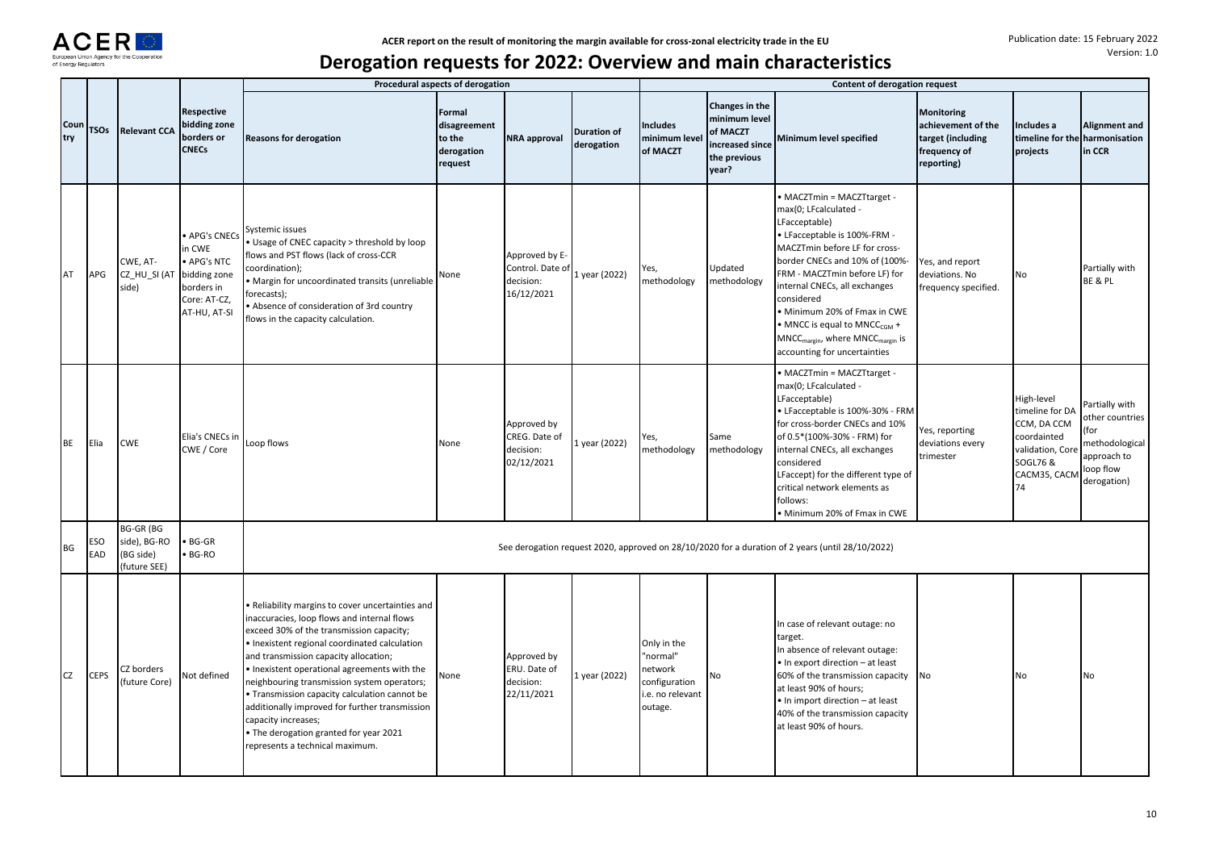# Derogation requests for 2022: Overview and main characteristics

| Country | TSOs | Relevant CCA | Respective bidding zone borders or CNECs | Procedural aspects of derogation | | | | Content of derogation request | | | | | |
|---|---|---|---|---|---|---|---|---|---|---|---|---|---|
| | | | | Reasons for derogation | Formal disagreement to the derogation request | NRA approval | Duration of derogation | Includes minimum level of MACZT | Changes in the minimum level of MACZT increased since the previous year? | Minimum level specified | Monitoring achievement of the target (including frequency of reporting) | Includes a timeline for the harmonisation projects | Alignment and in CCR |
| AT | APG | CWE, AT-CZ_HU_SI (AT side) | • APG's CNECs in CWE<br>• APG's NTC bidding zone borders in Core: AT-CZ, AT-HU, AT-SI | Systemic issues<br>• Usage of CNEC capacity > threshold by loop flows and PST flows (lack of cross-CCR coordination);<br>• Margin for uncoordinated transits (unreliable forecasts);<br>• Absence of consideration of 3rd country flows in the capacity calculation. | None | Approved by E-Control. Date of decision: 16/12/2021 | 1 year (2022) | Yes, methodology | Updated methodology | • MACZTmin = MACZTtarget - max(0; LFcalculated - LFacceptable)<br>• LFacceptable is 100%-FRM - MACZTmin before LF for cross-border CNECs and 10% of (100%-FRM - MACZTmin before LF) for internal CNECs, all exchanges considered<br>• Minimum 20% of Fmax in CWE<br>• MNCC is equal to $MNCC_{CGM}$ + $MNCC_{margin}$, where $MNCC_{margin}$ is accounting for uncertainties | Yes, and report deviations. No frequency specified. | No | Partially with BE & PL |
| BE | Elia | CWE | Elia's CNECs in CWE / Core | Loop flows | None | Approved by CREG. Date of decision: 02/12/2021 | 1 year (2022) | Yes, methodology | Same methodology | • MACZTmin = MACZTtarget - max(0; LFcalculated - LFacceptable)<br>• LFacceptable is 100%-30% - FRM for cross-border CNECs and 10% of 0.5*(100%-30% - FRM) for internal CNECs, all exchanges considered LFaccept) for the different type of critical network elements as follows:<br>• Minimum 20% of Fmax in CWE | Yes, reporting deviations every trimester | High-level timeline for DA CCM, DA CCM coordainted validation, Core SOGL76 & CACM35, CACM 74 | Partially with other countries (for methodological approach to loop flow derogation) |
| BG | ESO EAD | BG-GR (BG side), BG-RO (BG side) (future SEE) | • BG-GR<br>• BG-RO | See derogation request 2020, approved on 28/10/2020 for a duration of 2 years (until 28/10/2022) | | | | | | | | | |
| CZ | CEPS | CZ borders (future Core) | Not defined | • Reliability margins to cover uncertainties and inaccuracies, loop flows and internal flows exceed 30% of the transmission capacity;<br>• Inexistent regional coordinated calculation and transmission capacity allocation;<br>• Inexistent operational agreements with the neighbouring transmission system operators;<br>• Transmission capacity calculation cannot be additionally improved for further transmission capacity increases;<br>• The derogation granted for year 2021 represents a technical maximum. | None | Approved by ERU. Date of decision: 22/11/2021 | 1 year (2022) | Only in the "normal" network configuration i.e. no relevant outage. | No | In case of relevant outage: no target.<br>In absence of relevant outage:<br>• In export direction – at least 60% of the transmission capacity at least 90% of hours;<br>• In import direction – at least 40% of the transmission capacity at least 90% of hours. | No | No | No |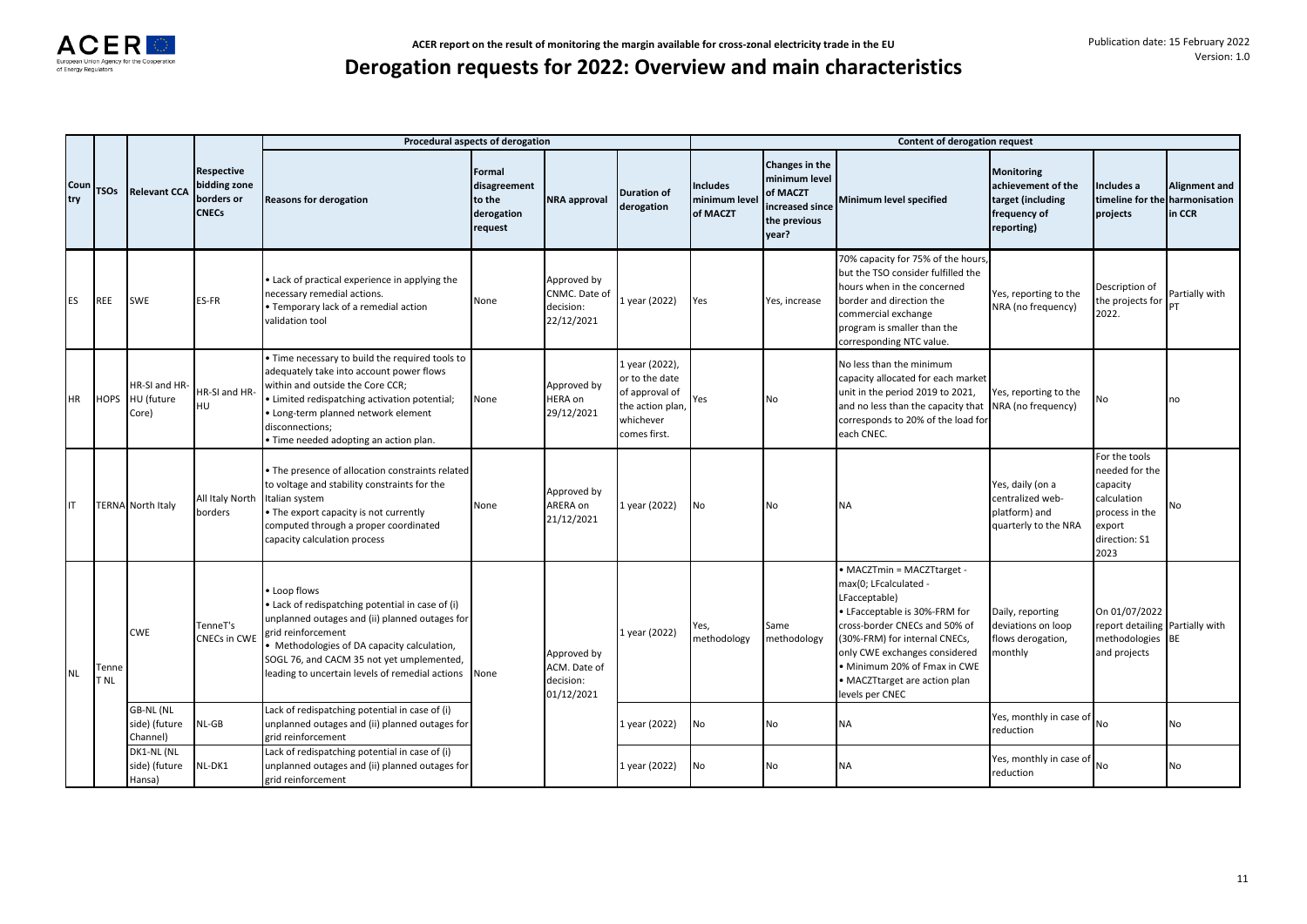# Derogation requests for 2022: Overview and main characteristics

| | | | | Procedural aspects of derogation | | | | Content of derogation request | | | | | |
|---|---|---|---|---|---|---|---|---|---|---|---|---|---|
| Country | TSOs | Relevant CCA | Respective bidding zone borders or CNECs | Reasons for derogation | Formal disagreement to the derogation request | NRA approval | Duration of derogation | Includes minimum level of MACZT | Changes in the minimum level of MACZT increased since the previous year? | Minimum level specified | Monitoring achievement of the target (including frequency of reporting) | Includes a timeline for the projects | Alignment and harmonisation in CCR |
| ES | REE | SWE | ES-FR | • Lack of practical experience in applying the necessary remedial actions. • Temporary lack of a remedial action validation tool | None | Approved by CNMC. Date of decision: 22/12/2021 | 1 year (2022) | Yes | Yes, increase | 70% capacity for 75% of the hours, but the TSO consider fulfilled the hours when in the concerned border and direction the commercial exchange program is smaller than the corresponding NTC value. | Yes, reporting to the NRA (no frequency) | Description of the projects for 2022. | Partially with PT |
| HR | HOPS | HR-SI and HR-HU (future Core) | HR-SI and HR-HU | • Time necessary to build the required tools to adequately take into account power flows within and outside the Core CCR; • Limited redispatching activation potential; • Long-term planned network element disconnections; • Time needed adopting an action plan. | None | Approved by HERA on 29/12/2021 | 1 year (2022), or to the date of approval of the action plan, whichever comes first. | Yes | No | No less than the minimum capacity allocated for each market unit in the period 2019 to 2021, and no less than the capacity that corresponds to 20% of the load for each CNEC. | Yes, reporting to the NRA (no frequency) | No | no |
| IT | TERNA | North Italy | All Italy North borders | • The presence of allocation constraints related to voltage and stability constraints for the Italian system • The export capacity is not currently computed through a proper coordinated capacity calculation process | None | Approved by ARERA on 21/12/2021 | 1 year (2022) | No | No | NA | Yes, daily (on a centralized web-platform) and quarterly to the NRA | For the tools needed for the capacity calculation process in the export direction: S1 2023 | No |
| NL | TenneT NL | CWE | TenneT's CNECs in CWE | • Loop flows • Lack of redispatching potential in case of (i) unplanned outages and (ii) planned outages for grid reinforcement • Methodologies of DA capacity calculation, SOGL 76, and CACM 35 not yet unplemented, leading to uncertain levels of remedial actions | None | Approved by ACM. Date of decision: 01/12/2021 | 1 year (2022) | Yes, methodology | Same methodology | • MACZTmin = MACZTtarget - max(0; LFcalculated - LFacceptable) • LFacceptable is 30%-FRM for cross-border CNECs and 50% of (30%-FRM) for internal CNECs, only CWE exchanges considered • Minimum 20% of Fmax in CWE • MACZTtarget are action plan levels per CNEC | Daily, reporting deviations on loop flows derogation, monthly | On 01/07/2022 report detailing methodologies and projects | Partially with BE |
| | | GB-NL (NL side) (future Channel) | NL-GB | Lack of redispatching potential in case of (i) unplanned outages and (ii) planned outages for grid reinforcement | | | 1 year (2022) | No | No | NA | Yes, monthly in case of reduction | No | No |
| | | DK1-NL (NL side) (future Hansa) | NL-DK1 | Lack of redispatching potential in case of (i) unplanned outages and (ii) planned outages for grid reinforcement | | | 1 year (2022) | No | No | NA | Yes, monthly in case of reduction | No | No |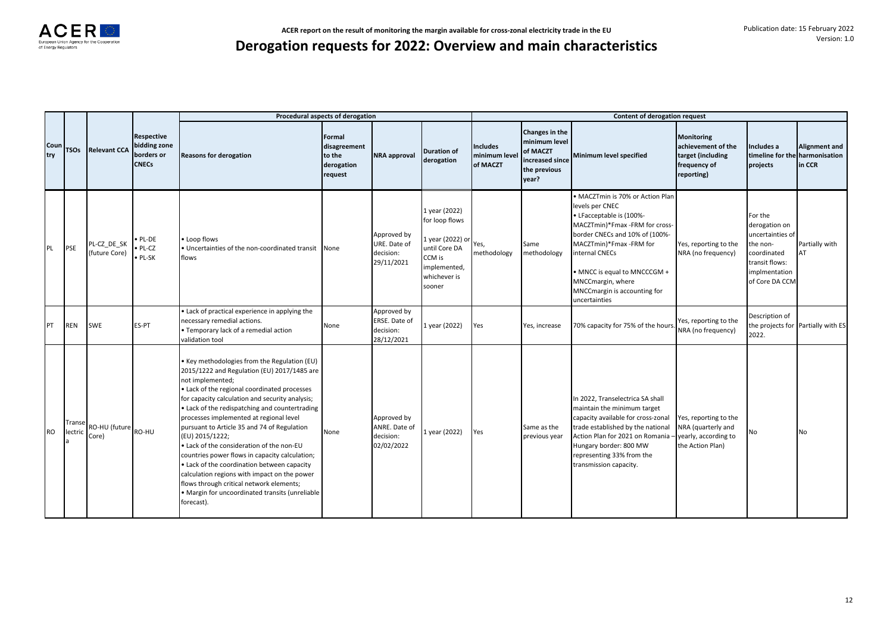# Derogation requests for 2022: Overview and main characteristics

| | | | | Procedural aspects of derogation | | | | Content of derogation request | | | | | |
|---|---|---|---|---|---|---|---|---|---|---|---|---|---|
| Country | TSOs | Relevant CCA | Respective bidding zone borders or CNECs | Reasons for derogation | Formal disagreement to the derogation request | NRA approval | Duration of derogation | Includes minimum level of MACZT | Changes in the minimum level of MACZT increased since the previous year? | Minimum level specified | Monitoring achievement of the target (including frequency of reporting) | Includes a timeline for the projects | Alignment and harmonisation in CCR |
| PL | PSE | PL-CZ_DE_SK (future Core) | • PL-DE<br>• PL-CZ<br>• PL-SK | • Loop flows<br>• Uncertainties of the non-coordinated transit flows | None | Approved by URE. Date of decision: 29/11/2021 | 1 year (2022) for loop flows<br><br>1 year (2022) or until Core DA CCM is implemented, whichever is sooner | Yes, methodology | Same methodology | • MACZTmin is 70% or Action Plan levels per CNEC<br>• LFacceptable is (100%-MACZTmin)*Fmax -FRM for cross-border CNECs and 10% of (100%-MACZTmin)*Fmax -FRM for internal CNECs<br>• MNCC is equal to MNCCCGM + MNCCmargin, where MNCCmargin is accounting for uncertainties | Yes, reporting to the NRA (no frequency) | For the derogation on uncertainties of the non-coordinated transit flows: implmentation of Core DA CCM | Partially with AT |
| PT | REN | SWE | ES-PT | • Lack of practical experience in applying the necessary remedial actions.<br>• Temporary lack of a remedial action validation tool | None | Approved by ERSE. Date of decision: 28/12/2021 | 1 year (2022) | Yes | Yes, increase | 70% capacity for 75% of the hours. | Yes, reporting to the NRA (no frequency) | Description of the projects for 2022. | Partially with ES |
| RO | Transelectrica | RO-HU (future Core) | RO-HU | • Key methodologies from the Regulation (EU) 2015/1222 and Regulation (EU) 2017/1485 are not implemented;<br>• Lack of the regional coordinated processes for capacity calculation and security analysis;<br>• Lack of the redispatching and countertrading processes implemented at regional level pursuant to Article 35 and 74 of Regulation (EU) 2015/1222;<br>• Lack of the consideration of the non-EU countries power flows in capacity calculation;<br>• Lack of the coordination between capacity calculation regions with impact on the power flows through critical network elements;<br>• Margin for uncoordinated transits (unreliable forecast). | None | Approved by ANRE. Date of decision: 02/02/2022 | 1 year (2022) | Yes | Same as the previous year | In 2022, Transelectrica SA shall maintain the minimum target capacity available for cross-zonal trade established by the national Action Plan for 2021 on Romania – Hungary border: 800 MW representing 33% from the transmission capacity. | Yes, reporting to the NRA (quarterly and yearly, according to the Action Plan) | No | No |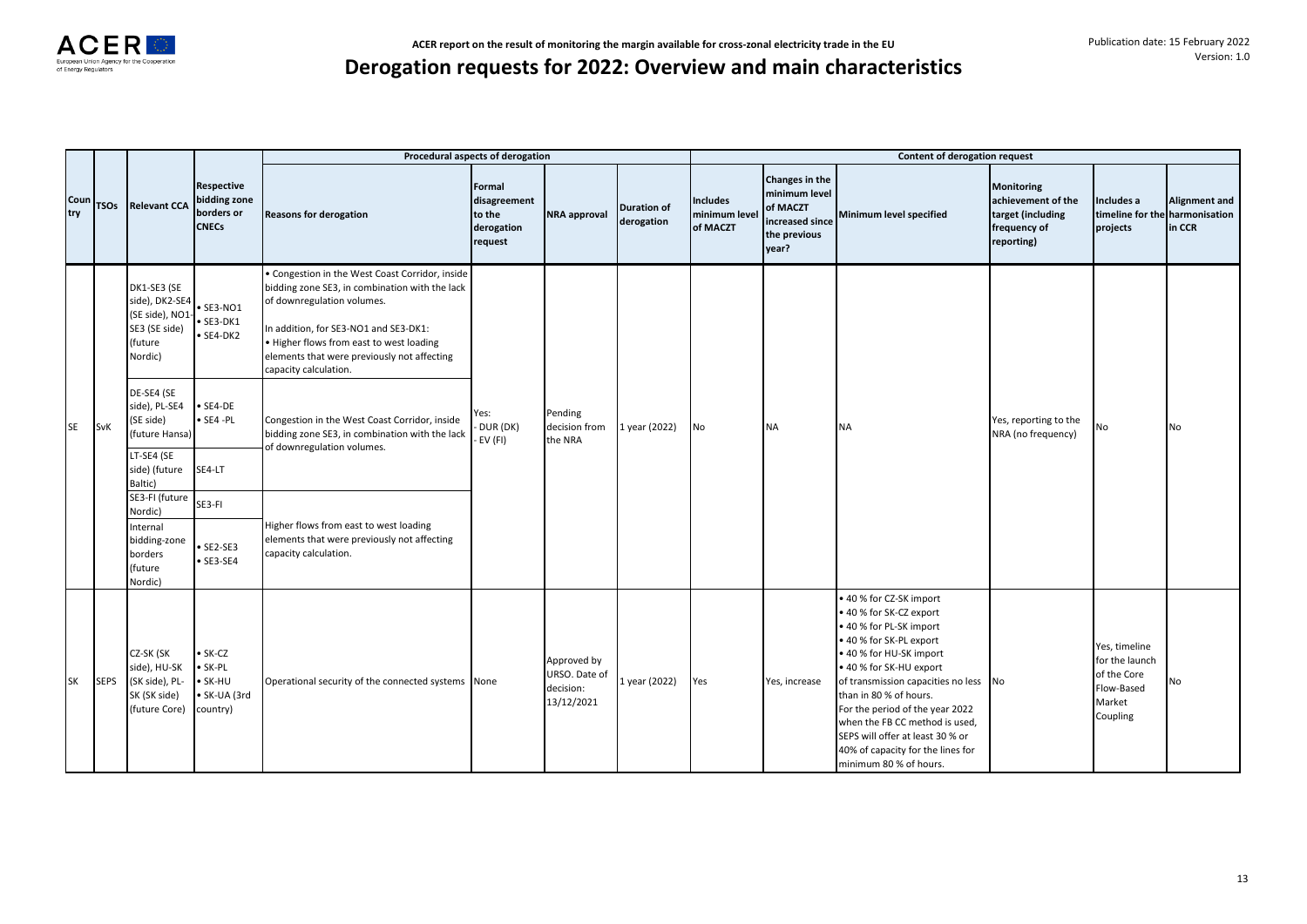# Derogation requests for 2022: Overview and main characteristics

| | | | | Procedural aspects of derogation | | | | Content of derogation request | | | | | |
|---|---|---|---|---|---|---|---|---|---|---|---|---|---|
| Country | TSOs | Relevant CCA | Respective bidding zone borders or CNECs | Reasons for derogation | Formal disagreement to the derogation request | NRA approval | Duration of derogation | Includes minimum level of MACZT | Changes in the minimum level of MACZT increased since the previous year? | Minimum level specified | Monitoring achievement of the target (including frequency of reporting) | Includes a timeline for the projects | Alignment and harmonisation in CCR |
| SE | SvK | DK1-SE3 (SE side), DK2-SE4 (SE side), NO1-SE3 (SE side) (future Nordic) | • SE3-NO1<br>• SE3-DK1<br>• SE4-DK2 | • Congestion in the West Coast Corridor, inside bidding zone SE3, in combination with the lack of downregulation volumes.<br><br>In addition, for SE3-NO1 and SE3-DK1:<br>• Higher flows from east to west loading elements that were previously not affecting capacity calculation. | Yes:<br>- DUR (DK)<br>- EV (FI) | Pending decision from the NRA | 1 year (2022) | No | NA | NA | Yes, reporting to the NRA (no frequency) | No | No |
| | | DE-SE4 (SE side), PL-SE4 (SE side) (future Hansa) | • SE4-DE<br>• SE4 -PL | Congestion in the West Coast Corridor, inside bidding zone SE3, in combination with the lack of downregulation volumes. | | | | | | | | | |
| | | LT-SE4 (SE side) (future Baltic) | SE4-LT | | | | | | | | | | |
| | | SE3-FI (future Nordic) | SE3-FI | Higher flows from east to west loading elements that were previously not affecting capacity calculation. | | | | | | | | | |
| | | Internal bidding-zone borders (future Nordic) | • SE2-SE3<br>• SE3-SE4 | | | | | | | | | | |
| SK | SEPS | CZ-SK (SK side), HU-SK (SK side), PL-SK (SK side) (future Core) | • SK-CZ<br>• SK-PL<br>• SK-HU<br>• SK-UA (3rd country) | Operational security of the connected systems | None | Approved by URSO. Date of decision: 13/12/2021 | 1 year (2022) | Yes | Yes, increase | • 40 % for CZ-SK import<br>• 40 % for SK-CZ export<br>• 40 % for PL-SK import<br>• 40 % for SK-PL export<br>• 40 % for HU-SK import<br>• 40 % for SK-HU export<br>of transmission capacities no less than in 80 % of hours.<br>For the period of the year 2022 when the FB CC method is used, SEPS will offer at least 30 % or 40% of capacity for the lines for minimum 80 % of hours. | No | Yes, timeline for the launch of the Core Flow-Based Market Coupling | No |